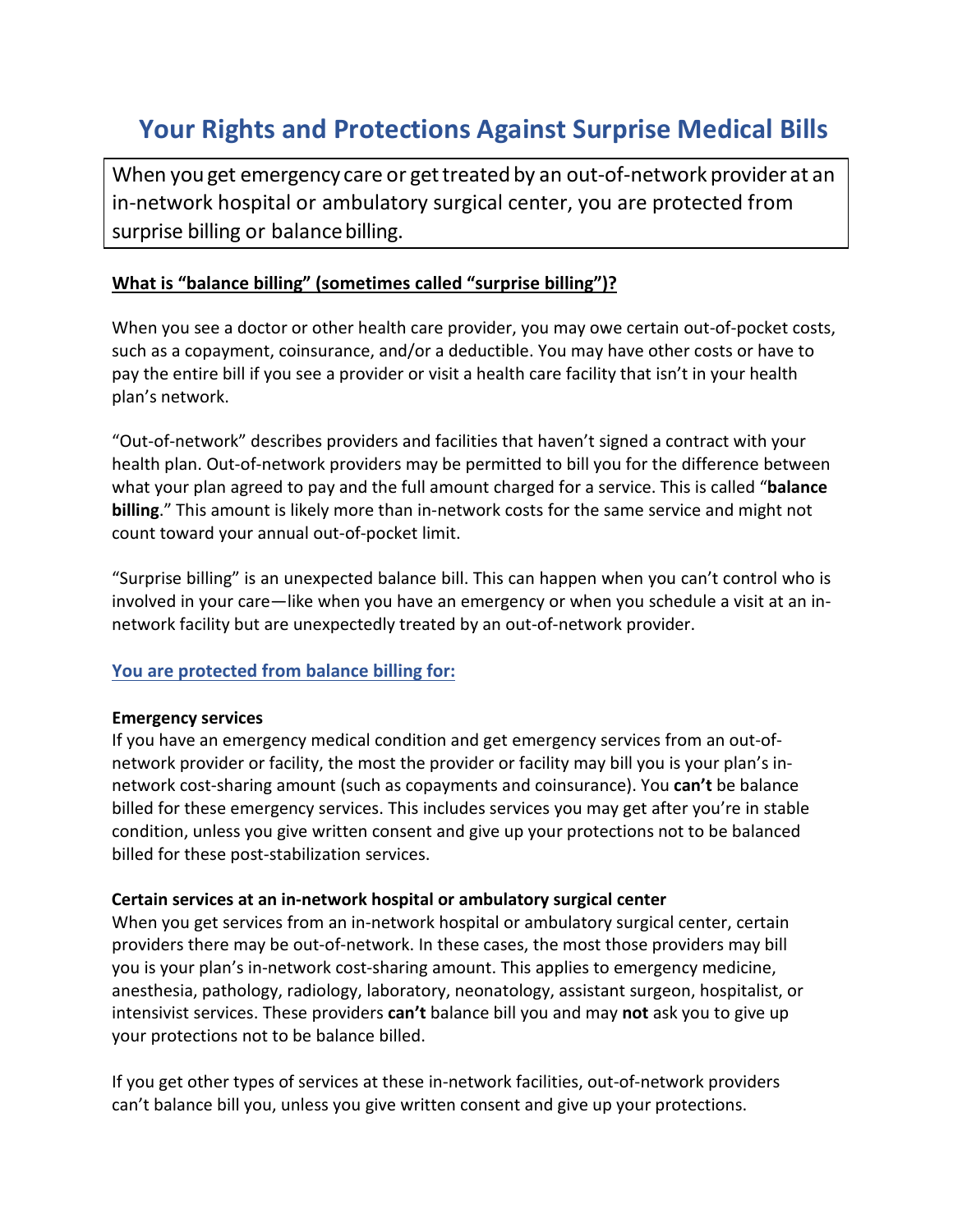# Your Rights and Protections Against Surprise Medical Bills

When you get emergency care or get treated by an out-of-network provider at an in-network hospital or ambulatory surgical center, you are protected from surprise billing or balance billing.

**What is "balance billing" (sometimes called "surprise billing")?**

When you see a doctor or other health care provider, you may owe certain out-of-pocket costs, such as a copayment, coinsurance, and/or a deductible. You may have other costs or have to pay the entire bill if you see a provider or visit a health care facility that isn't in your health plan's network.

"Out-of-network" describes providers and facilities that haven't signed a contract with your health plan. Out-of-network providers may be permitted to bill you for the difference between what your plan agreed to pay and the full amount charged for a service. This is called "**balance billing**." This amount is likely more than in-network costs for the same service and might not count toward your annual out-of-pocket limit.

"Surprise billing" is an unexpected balance bill. This can happen when you can't control who is involved in your care—like when you have an emergency or when you schedule a visit at an in-network facility but are unexpectedly treated by an out-of-network provider.

## You are protected from balance billing for:

**Emergency services**

If you have an emergency medical condition and get emergency services from an out-of-network provider or facility, the most the provider or facility may bill you is your plan's in-network cost-sharing amount (such as copayments and coinsurance). You **can't** be balance billed for these emergency services. This includes services you may get after you're in stable condition, unless you give written consent and give up your protections not to be balanced billed for these post-stabilization services.

**Certain services at an in-network hospital or ambulatory surgical center**

When you get services from an in-network hospital or ambulatory surgical center, certain providers there may be out-of-network. In these cases, the most those providers may bill you is your plan's in-network cost-sharing amount. This applies to emergency medicine, anesthesia, pathology, radiology, laboratory, neonatology, assistant surgeon, hospitalist, or intensivist services. These providers **can't** balance bill you and may **not** ask you to give up your protections not to be balance billed.

If you get other types of services at these in-network facilities, out-of-network providers can't balance bill you, unless you give written consent and give up your protections.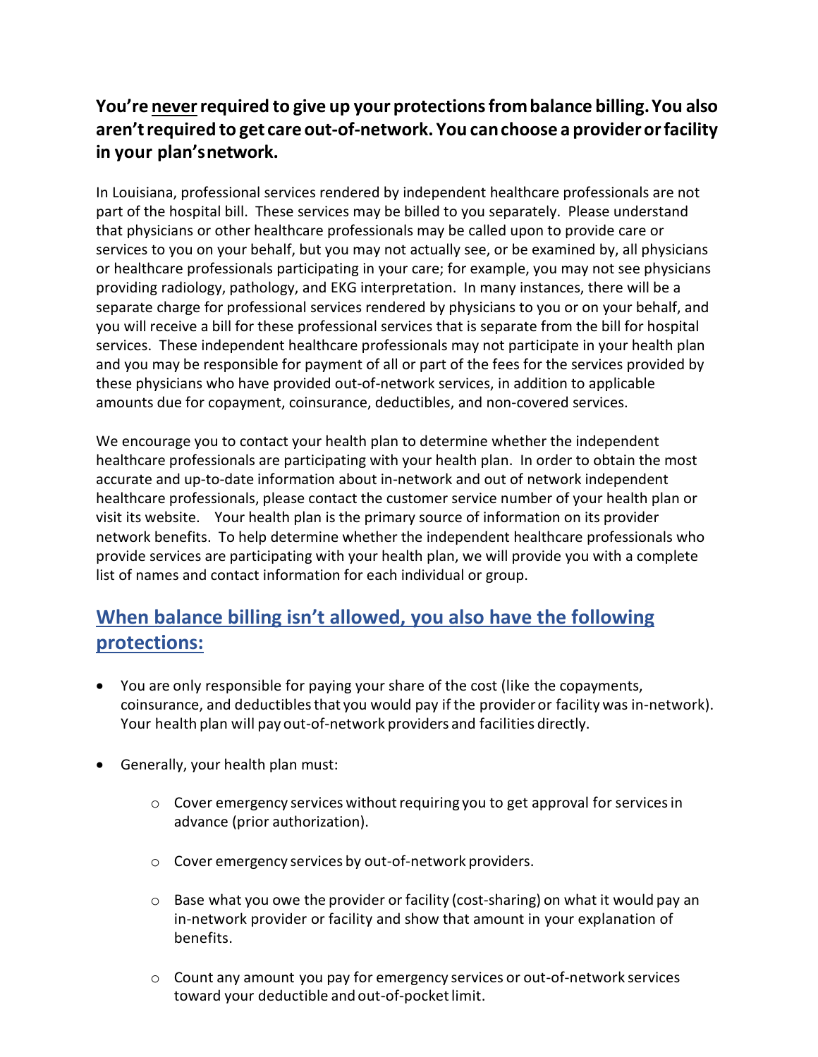**You're <u>never</u> required to give up your protections from balance billing. You also aren't required to get care out-of-network. You can choose a provider or facility in your plan's network.**

In Louisiana, professional services rendered by independent healthcare professionals are not part of the hospital bill. These services may be billed to you separately. Please understand that physicians or other healthcare professionals may be called upon to provide care or services to you on your behalf, but you may not actually see, or be examined by, all physicians or healthcare professionals participating in your care; for example, you may not see physicians providing radiology, pathology, and EKG interpretation. In many instances, there will be a separate charge for professional services rendered by physicians to you or on your behalf, and you will receive a bill for these professional services that is separate from the bill for hospital services. These independent healthcare professionals may not participate in your health plan and you may be responsible for payment of all or part of the fees for the services provided by these physicians who have provided out-of-network services, in addition to applicable amounts due for copayment, coinsurance, deductibles, and non-covered services.

We encourage you to contact your health plan to determine whether the independent healthcare professionals are participating with your health plan. In order to obtain the most accurate and up-to-date information about in-network and out of network independent healthcare professionals, please contact the customer service number of your health plan or visit its website. Your health plan is the primary source of information on its provider network benefits. To help determine whether the independent healthcare professionals who provide services are participating with your health plan, we will provide you with a complete list of names and contact information for each individual or group.

## When balance billing isn't allowed, you also have the following protections:

- You are only responsible for paying your share of the cost (like the copayments, coinsurance, and deductibles that you would pay if the provider or facility was in-network). Your health plan will pay out-of-network providers and facilities directly.
- Generally, your health plan must:
  - Cover emergency services without requiring you to get approval for services in advance (prior authorization).
  - Cover emergency services by out-of-network providers.
  - Base what you owe the provider or facility (cost-sharing) on what it would pay an in-network provider or facility and show that amount in your explanation of benefits.
  - Count any amount you pay for emergency services or out-of-network services toward your deductible and out-of-pocket limit.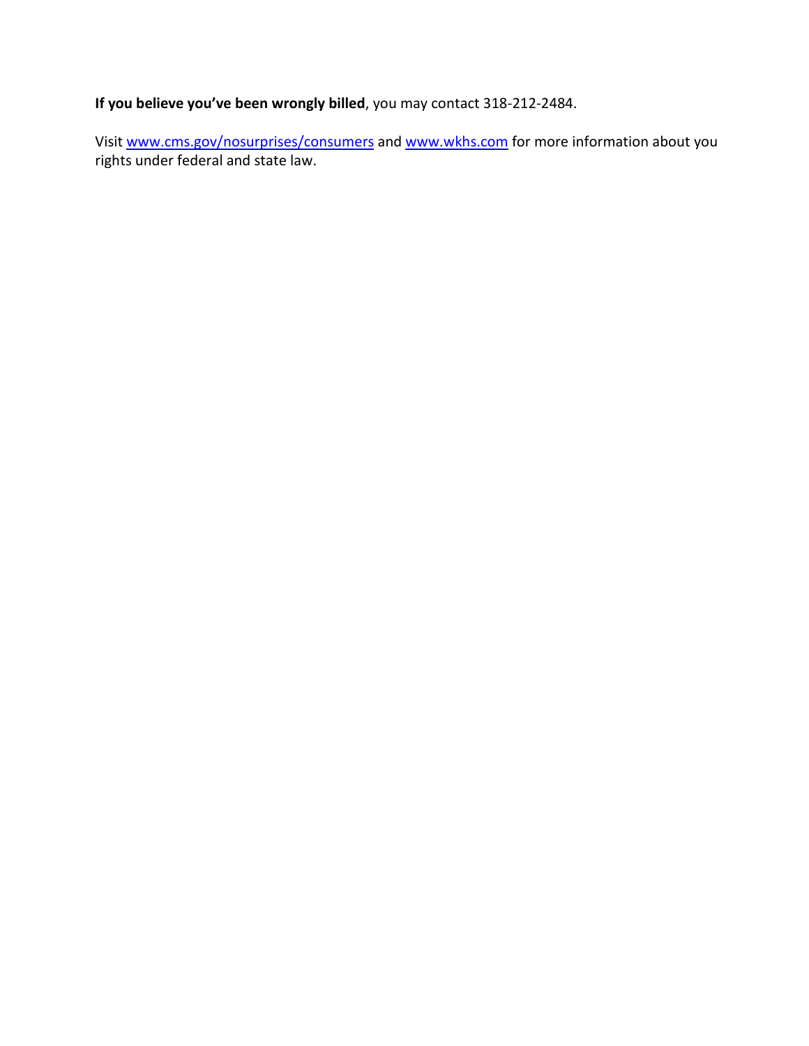**If you believe you've been wrongly billed**, you may contact 318-212-2484.

Visit www.cms.gov/nosurprises/consumers and www.wkhs.com for more information about you rights under federal and state law.